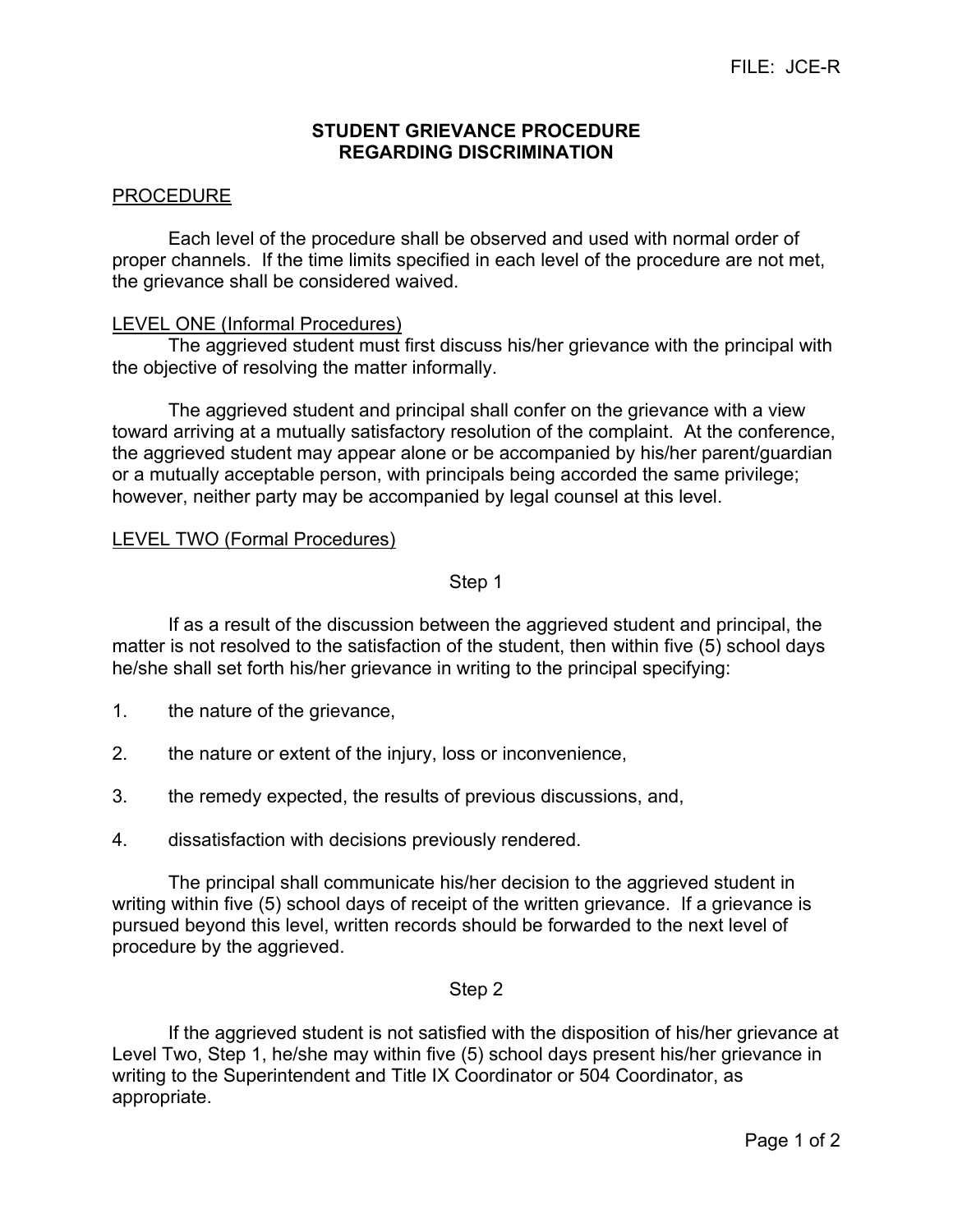FILE: JCE-R

# STUDENT GRIEVANCE PROCEDURE REGARDING DISCRIMINATION

## PROCEDURE

Each level of the procedure shall be observed and used with normal order of proper channels. If the time limits specified in each level of the procedure are not met, the grievance shall be considered waived.

### LEVEL ONE (Informal Procedures)

The aggrieved student must first discuss his/her grievance with the principal with the objective of resolving the matter informally.

The aggrieved student and principal shall confer on the grievance with a view toward arriving at a mutually satisfactory resolution of the complaint. At the conference, the aggrieved student may appear alone or be accompanied by his/her parent/guardian or a mutually acceptable person, with principals being accorded the same privilege; however, neither party may be accompanied by legal counsel at this level.

### LEVEL TWO (Formal Procedures)

#### Step 1

If as a result of the discussion between the aggrieved student and principal, the matter is not resolved to the satisfaction of the student, then within five (5) school days he/she shall set forth his/her grievance in writing to the principal specifying:

1. the nature of the grievance,
2. the nature or extent of the injury, loss or inconvenience,
3. the remedy expected, the results of previous discussions, and,
4. dissatisfaction with decisions previously rendered.

The principal shall communicate his/her decision to the aggrieved student in writing within five (5) school days of receipt of the written grievance. If a grievance is pursued beyond this level, written records should be forwarded to the next level of procedure by the aggrieved.

#### Step 2

If the aggrieved student is not satisfied with the disposition of his/her grievance at Level Two, Step 1, he/she may within five (5) school days present his/her grievance in writing to the Superintendent and Title IX Coordinator or 504 Coordinator, as appropriate.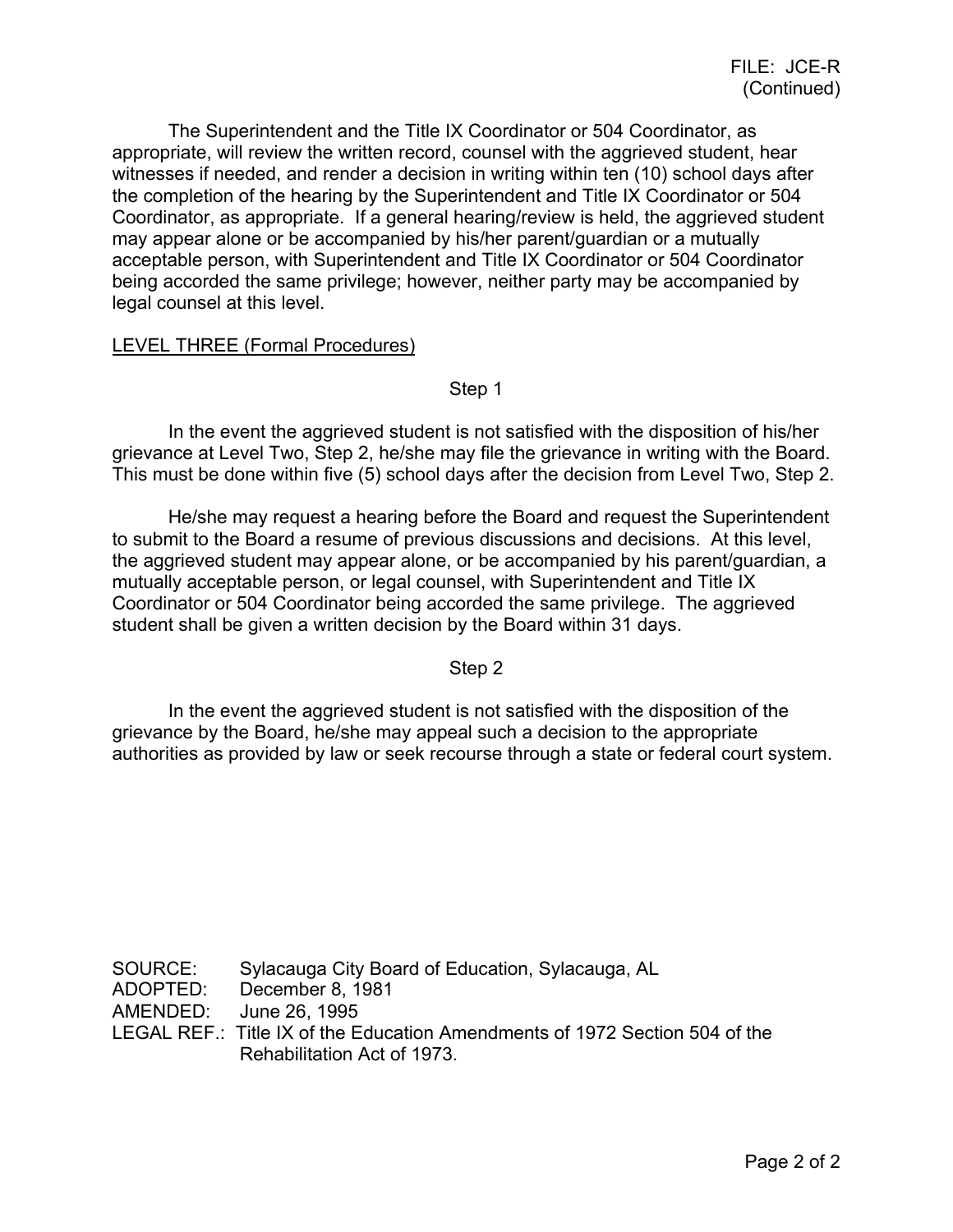FILE: JCE-R
(Continued)

The Superintendent and the Title IX Coordinator or 504 Coordinator, as appropriate, will review the written record, counsel with the aggrieved student, hear witnesses if needed, and render a decision in writing within ten (10) school days after the completion of the hearing by the Superintendent and Title IX Coordinator or 504 Coordinator, as appropriate. If a general hearing/review is held, the aggrieved student may appear alone or be accompanied by his/her parent/guardian or a mutually acceptable person, with Superintendent and Title IX Coordinator or 504 Coordinator being accorded the same privilege; however, neither party may be accompanied by legal counsel at this level.

LEVEL THREE (Formal Procedures)

Step 1

In the event the aggrieved student is not satisfied with the disposition of his/her grievance at Level Two, Step 2, he/she may file the grievance in writing with the Board. This must be done within five (5) school days after the decision from Level Two, Step 2.

He/she may request a hearing before the Board and request the Superintendent to submit to the Board a resume of previous discussions and decisions. At this level, the aggrieved student may appear alone, or be accompanied by his parent/guardian, a mutually acceptable person, or legal counsel, with Superintendent and Title IX Coordinator or 504 Coordinator being accorded the same privilege. The aggrieved student shall be given a written decision by the Board within 31 days.

Step 2

In the event the aggrieved student is not satisfied with the disposition of the grievance by the Board, he/she may appeal such a decision to the appropriate authorities as provided by law or seek recourse through a state or federal court system.

SOURCE: Sylacauga City Board of Education, Sylacauga, AL
ADOPTED: December 8, 1981
AMENDED: June 26, 1995
LEGAL REF.: Title IX of the Education Amendments of 1972 Section 504 of the Rehabilitation Act of 1973.